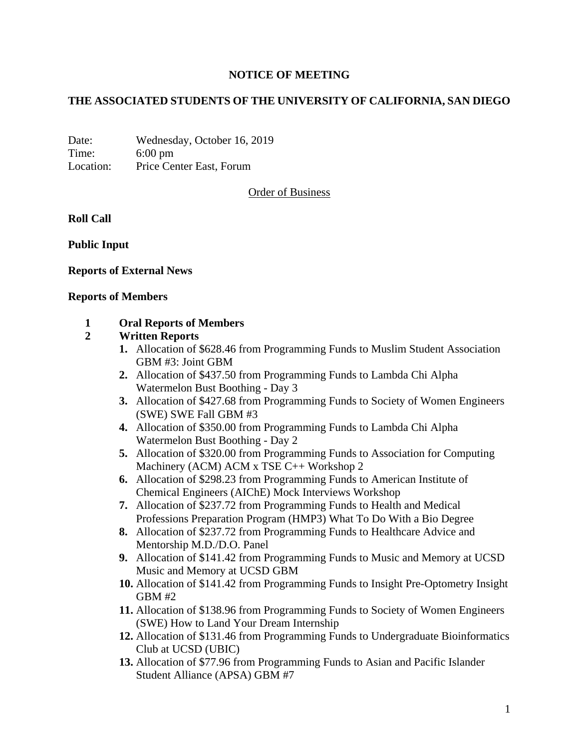# NOTICE OF MEETING

## THE ASSOCIATED STUDENTS OF THE UNIVERSITY OF CALIFORNIA, SAN DIEGO

Date: Wednesday, October 16, 2019
Time: 6:00 pm
Location: Price Center East, Forum

Order of Business

**Roll Call**

**Public Input**

**Reports of External News**

**Reports of Members**

1 **Oral Reports of Members**

2 **Written Reports**

1. Allocation of $628.46 from Programming Funds to Muslim Student Association GBM #3: Joint GBM
2. Allocation of $437.50 from Programming Funds to Lambda Chi Alpha Watermelon Bust Boothing - Day 3
3. Allocation of $427.68 from Programming Funds to Society of Women Engineers (SWE) SWE Fall GBM #3
4. Allocation of $350.00 from Programming Funds to Lambda Chi Alpha Watermelon Bust Boothing - Day 2
5. Allocation of $320.00 from Programming Funds to Association for Computing Machinery (ACM) ACM x TSE C++ Workshop 2
6. Allocation of $298.23 from Programming Funds to American Institute of Chemical Engineers (AIChE) Mock Interviews Workshop
7. Allocation of $237.72 from Programming Funds to Health and Medical Professions Preparation Program (HMP3) What To Do With a Bio Degree
8. Allocation of $237.72 from Programming Funds to Healthcare Advice and Mentorship M.D./D.O. Panel
9. Allocation of $141.42 from Programming Funds to Music and Memory at UCSD Music and Memory at UCSD GBM
10. Allocation of $141.42 from Programming Funds to Insight Pre-Optometry Insight GBM #2
11. Allocation of $138.96 from Programming Funds to Society of Women Engineers (SWE) How to Land Your Dream Internship
12. Allocation of $131.46 from Programming Funds to Undergraduate Bioinformatics Club at UCSD (UBIC)
13. Allocation of $77.96 from Programming Funds to Asian and Pacific Islander Student Alliance (APSA) GBM #7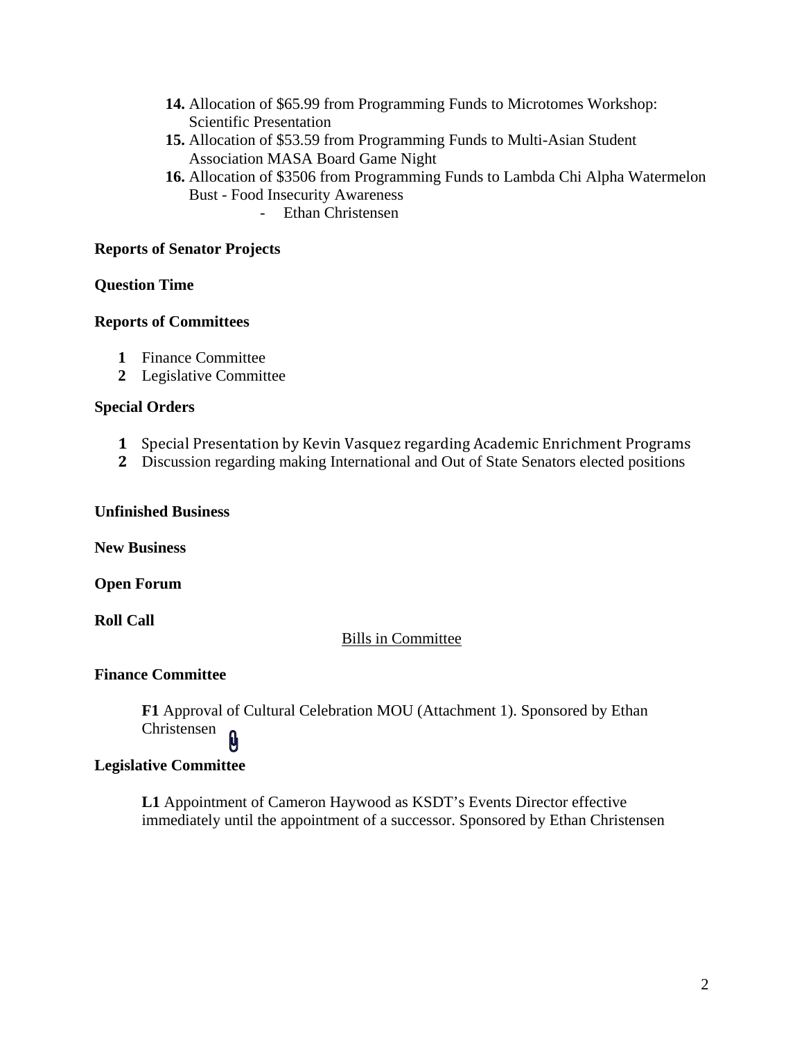14. Allocation of $65.99 from Programming Funds to Microtomes Workshop: Scientific Presentation
15. Allocation of $53.59 from Programming Funds to Multi-Asian Student Association MASA Board Game Night
16. Allocation of $3506 from Programming Funds to Lambda Chi Alpha Watermelon Bust - Food Insecurity Awareness
    - Ethan Christensen

**Reports of Senator Projects**

**Question Time**

**Reports of Committees**

1. Finance Committee
2. Legislative Committee

**Special Orders**

1. Special Presentation by Kevin Vasquez regarding Academic Enrichment Programs
2. Discussion regarding making International and Out of State Senators elected positions

**Unfinished Business**

**New Business**

**Open Forum**

**Roll Call**

Bills in Committee

**Finance Committee**

**F1** Approval of Cultural Celebration MOU (Attachment 1). Sponsored by Ethan Christensen

**Legislative Committee**

**L1** Appointment of Cameron Haywood as KSDT's Events Director effective immediately until the appointment of a successor. Sponsored by Ethan Christensen